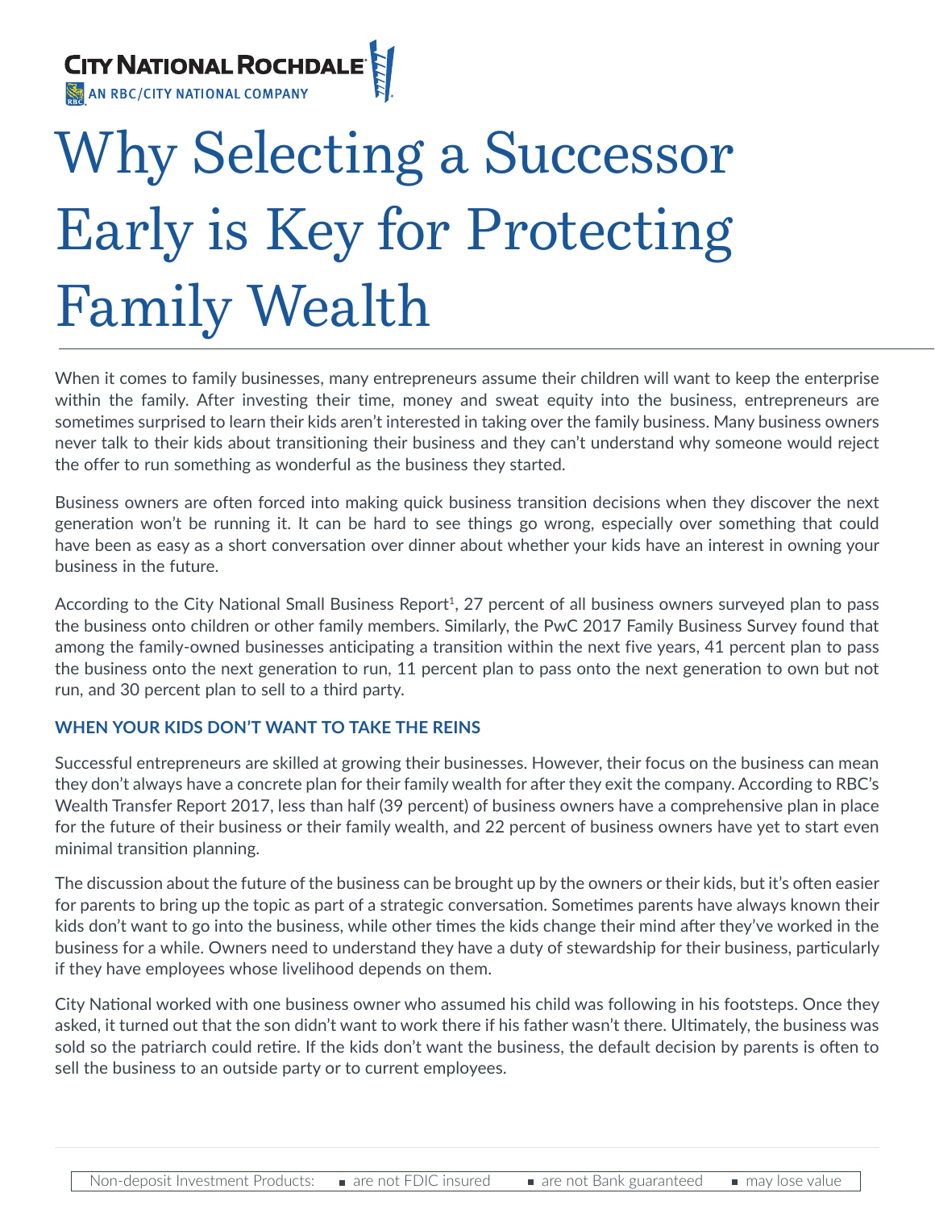CITY NATIONAL ROCHDALE
AN RBC/CITY NATIONAL COMPANY

# Why Selecting a Successor Early is Key for Protecting Family Wealth

When it comes to family businesses, many entrepreneurs assume their children will want to keep the enterprise within the family. After investing their time, money and sweat equity into the business, entrepreneurs are sometimes surprised to learn their kids aren't interested in taking over the family business. Many business owners never talk to their kids about transitioning their business and they can't understand why someone would reject the offer to run something as wonderful as the business they started.

Business owners are often forced into making quick business transition decisions when they discover the next generation won't be running it. It can be hard to see things go wrong, especially over something that could have been as easy as a short conversation over dinner about whether your kids have an interest in owning your business in the future.

According to the City National Small Business Report[1], 27 percent of all business owners surveyed plan to pass the business onto children or other family members. Similarly, the PwC 2017 Family Business Survey found that among the family-owned businesses anticipating a transition within the next five years, 41 percent plan to pass the business onto the next generation to run, 11 percent plan to pass onto the next generation to own but not run, and 30 percent plan to sell to a third party.

## WHEN YOUR KIDS DON'T WANT TO TAKE THE REINS

Successful entrepreneurs are skilled at growing their businesses. However, their focus on the business can mean they don't always have a concrete plan for their family wealth for after they exit the company. According to RBC's Wealth Transfer Report 2017, less than half (39 percent) of business owners have a comprehensive plan in place for the future of their business or their family wealth, and 22 percent of business owners have yet to start even minimal transition planning.

The discussion about the future of the business can be brought up by the owners or their kids, but it's often easier for parents to bring up the topic as part of a strategic conversation. Sometimes parents have always known their kids don't want to go into the business, while other times the kids change their mind after they've worked in the business for a while. Owners need to understand they have a duty of stewardship for their business, particularly if they have employees whose livelihood depends on them.

City National worked with one business owner who assumed his child was following in his footsteps. Once they asked, it turned out that the son didn't want to work there if his father wasn't there. Ultimately, the business was sold so the patriarch could retire. If the kids don't want the business, the default decision by parents is often to sell the business to an outside party or to current employees.

Non-deposit Investment Products: ▪ are not FDIC insured ▪ are not Bank guaranteed ▪ may lose value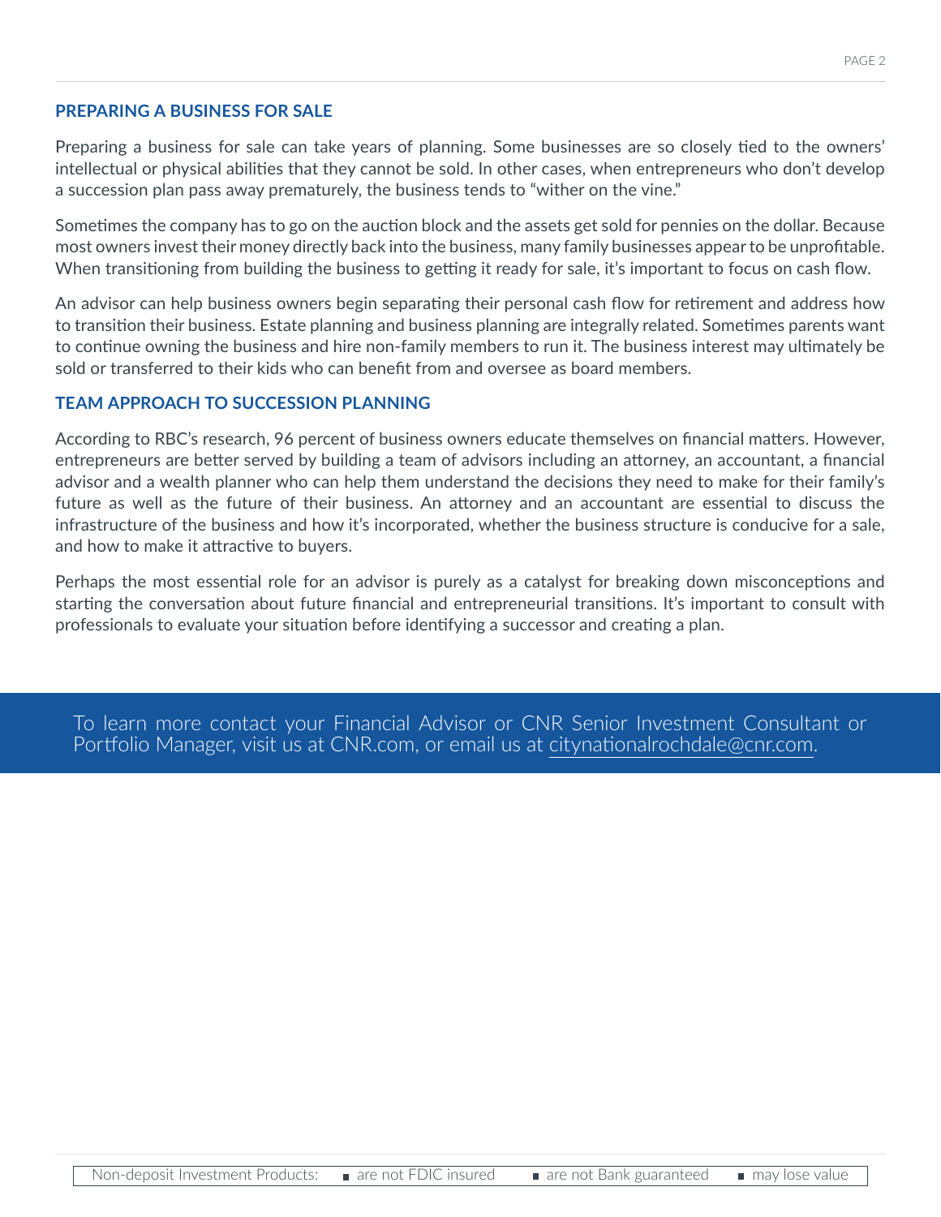## PREPARING A BUSINESS FOR SALE

Preparing a business for sale can take years of planning. Some businesses are so closely tied to the owners' intellectual or physical abilities that they cannot be sold. In other cases, when entrepreneurs who don't develop a succession plan pass away prematurely, the business tends to "wither on the vine."

Sometimes the company has to go on the auction block and the assets get sold for pennies on the dollar. Because most owners invest their money directly back into the business, many family businesses appear to be unprofitable. When transitioning from building the business to getting it ready for sale, it's important to focus on cash flow.

An advisor can help business owners begin separating their personal cash flow for retirement and address how to transition their business. Estate planning and business planning are integrally related. Sometimes parents want to continue owning the business and hire non-family members to run it. The business interest may ultimately be sold or transferred to their kids who can benefit from and oversee as board members.

## TEAM APPROACH TO SUCCESSION PLANNING

According to RBC's research, 96 percent of business owners educate themselves on financial matters. However, entrepreneurs are better served by building a team of advisors including an attorney, an accountant, a financial advisor and a wealth planner who can help them understand the decisions they need to make for their family's future as well as the future of their business. An attorney and an accountant are essential to discuss the infrastructure of the business and how it's incorporated, whether the business structure is conducive for a sale, and how to make it attractive to buyers.

Perhaps the most essential role for an advisor is purely as a catalyst for breaking down misconceptions and starting the conversation about future financial and entrepreneurial transitions. It's important to consult with professionals to evaluate your situation before identifying a successor and creating a plan.

To learn more contact your Financial Advisor or CNR Senior Investment Consultant or Portfolio Manager, visit us at CNR.com, or email us at citynationalrochdale@cnr.com.

Non-deposit Investment Products: ■ are not FDIC insured ■ are not Bank guaranteed ■ may lose value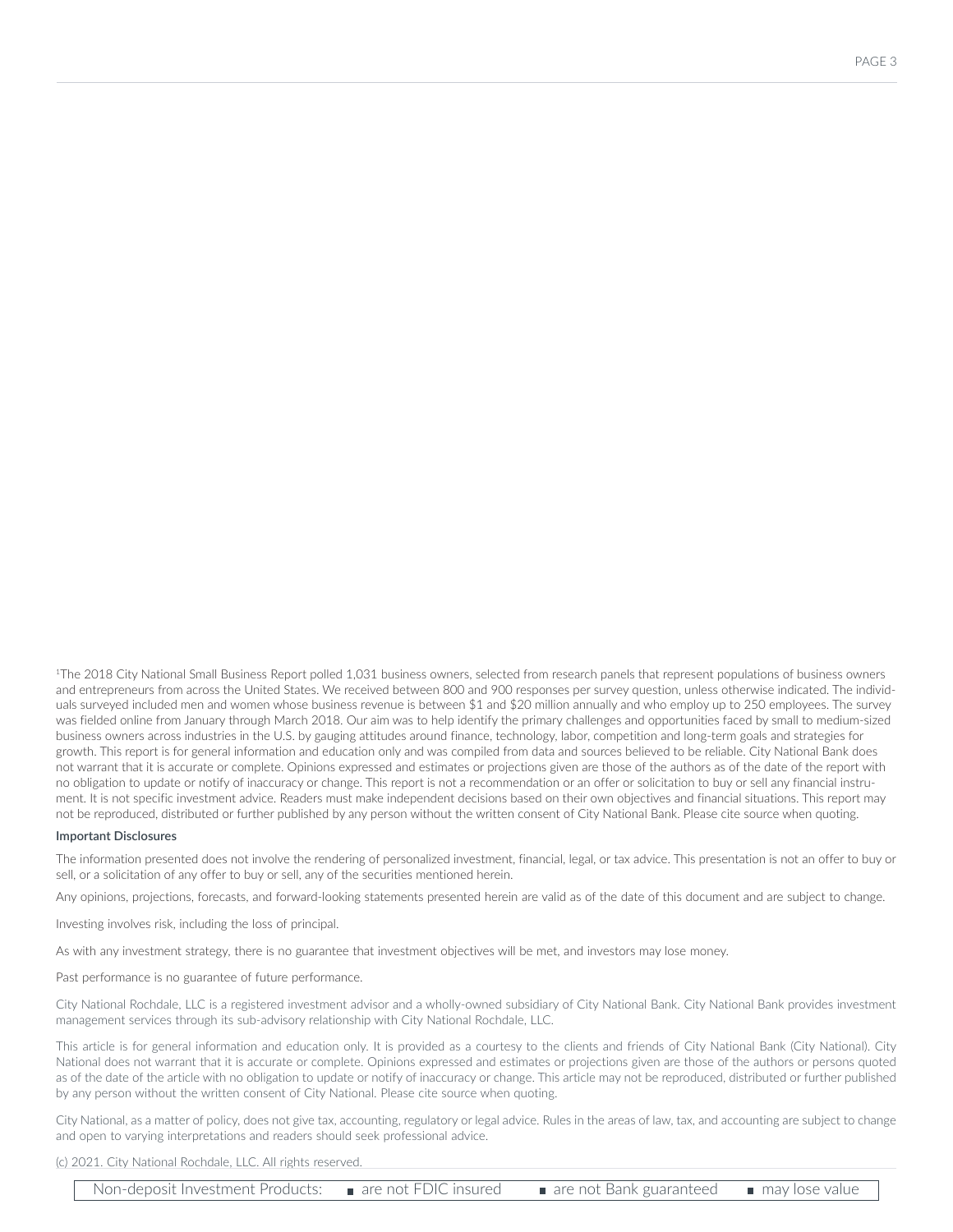[1]The 2018 City National Small Business Report polled 1,031 business owners, selected from research panels that represent populations of business owners and entrepreneurs from across the United States. We received between 800 and 900 responses per survey question, unless otherwise indicated. The individuals surveyed included men and women whose business revenue is between $1 and $20 million annually and who employ up to 250 employees. The survey was fielded online from January through March 2018. Our aim was to help identify the primary challenges and opportunities faced by small to medium-sized business owners across industries in the U.S. by gauging attitudes around finance, technology, labor, competition and long-term goals and strategies for growth. This report is for general information and education only and was compiled from data and sources believed to be reliable. City National Bank does not warrant that it is accurate or complete. Opinions expressed and estimates or projections given are those of the authors as of the date of the report with no obligation to update or notify of inaccuracy or change. This report is not a recommendation or an offer or solicitation to buy or sell any financial instrument. It is not specific investment advice. Readers must make independent decisions based on their own objectives and financial situations. This report may not be reproduced, distributed or further published by any person without the written consent of City National Bank. Please cite source when quoting.

**Important Disclosures**

The information presented does not involve the rendering of personalized investment, financial, legal, or tax advice. This presentation is not an offer to buy or sell, or a solicitation of any offer to buy or sell, any of the securities mentioned herein.

Any opinions, projections, forecasts, and forward-looking statements presented herein are valid as of the date of this document and are subject to change.

Investing involves risk, including the loss of principal.

As with any investment strategy, there is no guarantee that investment objectives will be met, and investors may lose money.

Past performance is no guarantee of future performance.

City National Rochdale, LLC is a registered investment advisor and a wholly-owned subsidiary of City National Bank. City National Bank provides investment management services through its sub-advisory relationship with City National Rochdale, LLC.

This article is for general information and education only. It is provided as a courtesy to the clients and friends of City National Bank (City National). City National does not warrant that it is accurate or complete. Opinions expressed and estimates or projections given are those of the authors or persons quoted as of the date of the article with no obligation to update or notify of inaccuracy or change. This article may not be reproduced, distributed or further published by any person without the written consent of City National. Please cite source when quoting.

City National, as a matter of policy, does not give tax, accounting, regulatory or legal advice. Rules in the areas of law, tax, and accounting are subject to change and open to varying interpretations and readers should seek professional advice.

(c) 2021. City National Rochdale, LLC. All rights reserved.

Non-deposit Investment Products: ■ are not FDIC insured ■ are not Bank guaranteed ■ may lose value